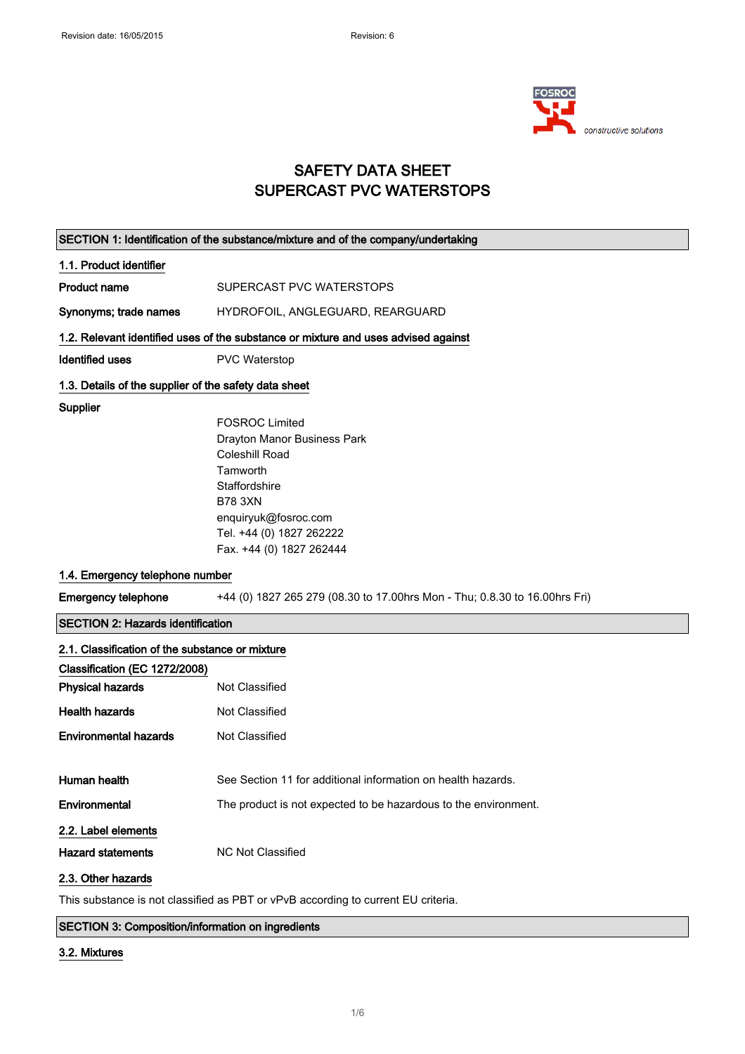# SAFETY DATA SHEET
# SUPERCAST PVC WATERSTOPS

## SECTION 1: Identification of the substance/mixture and of the company/undertaking

### 1.1. Product identifier

**Product name** SUPERCAST PVC WATERSTOPS

**Synonyms; trade names** HYDROFOIL, ANGLEGUARD, REARGUARD

### 1.2. Relevant identified uses of the substance or mixture and uses advised against

**Identified uses** PVC Waterstop

### 1.3. Details of the supplier of the safety data sheet

**Supplier**

FOSROC Limited
Drayton Manor Business Park
Coleshill Road
Tamworth
Staffordshire
B78 3XN
enquiryuk@fosroc.com
Tel. +44 (0) 1827 262222
Fax. +44 (0) 1827 262444

### 1.4. Emergency telephone number

**Emergency telephone** +44 (0) 1827 265 279 (08.30 to 17.00hrs Mon - Thu; 0.8.30 to 16.00hrs Fri)

## SECTION 2: Hazards identification

### 2.1. Classification of the substance or mixture

**Classification (EC 1272/2008)**

**Physical hazards** Not Classified

**Health hazards** Not Classified

**Environmental hazards** Not Classified

**Human health** See Section 11 for additional information on health hazards.

**Environmental** The product is not expected to be hazardous to the environment.

### 2.2. Label elements

**Hazard statements** NC Not Classified

### 2.3. Other hazards

This substance is not classified as PBT or vPvB according to current EU criteria.

## SECTION 3: Composition/information on ingredients

### 3.2. Mixtures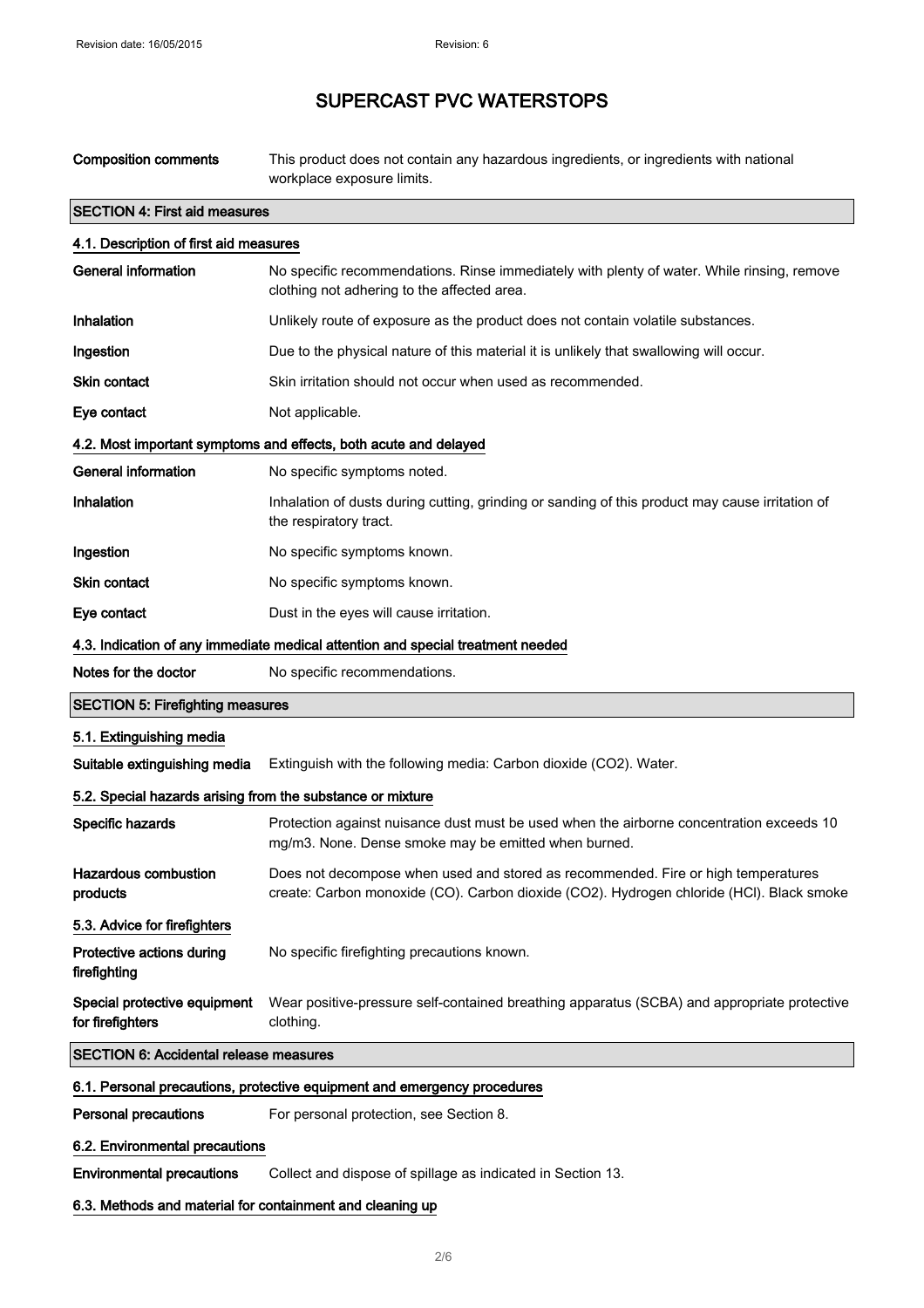# SUPERCAST PVC WATERSTOPS

| | |
|---|---|
| **Composition comments** | This product does not contain any hazardous ingredients, or ingredients with national workplace exposure limits. |

## SECTION 4: First aid measures

### 4.1. Description of first aid measures

| | |
|---|---|
| **General information** | No specific recommendations. Rinse immediately with plenty of water. While rinsing, remove clothing not adhering to the affected area. |
| **Inhalation** | Unlikely route of exposure as the product does not contain volatile substances. |
| **Ingestion** | Due to the physical nature of this material it is unlikely that swallowing will occur. |
| **Skin contact** | Skin irritation should not occur when used as recommended. |
| **Eye contact** | Not applicable. |

### 4.2. Most important symptoms and effects, both acute and delayed

| | |
|---|---|
| **General information** | No specific symptoms noted. |
| **Inhalation** | Inhalation of dusts during cutting, grinding or sanding of this product may cause irritation of the respiratory tract. |
| **Ingestion** | No specific symptoms known. |
| **Skin contact** | No specific symptoms known. |
| **Eye contact** | Dust in the eyes will cause irritation. |

### 4.3. Indication of any immediate medical attention and special treatment needed

| | |
|---|---|
| **Notes for the doctor** | No specific recommendations. |

## SECTION 5: Firefighting measures

### 5.1. Extinguishing media

| | |
|---|---|
| **Suitable extinguishing media** | Extinguish with the following media: Carbon dioxide ($CO_2$). Water. |

### 5.2. Special hazards arising from the substance or mixture

| | |
|---|---|
| **Specific hazards** | Protection against nuisance dust must be used when the airborne concentration exceeds 10 mg/m3. None. Dense smoke may be emitted when burned. |
| **Hazardous combustion products** | Does not decompose when used and stored as recommended. Fire or high temperatures create: Carbon monoxide (CO). Carbon dioxide ($CO_2$). Hydrogen chloride (HCl). Black smoke |

### 5.3. Advice for firefighters

| | |
|---|---|
| **Protective actions during firefighting** | No specific firefighting precautions known. |
| **Special protective equipment for firefighters** | Wear positive-pressure self-contained breathing apparatus (SCBA) and appropriate protective clothing. |

## SECTION 6: Accidental release measures

### 6.1. Personal precautions, protective equipment and emergency procedures

| | |
|---|---|
| **Personal precautions** | For personal protection, see Section 8. |

### 6.2. Environmental precautions

| | |
|---|---|
| **Environmental precautions** | Collect and dispose of spillage as indicated in Section 13. |

### 6.3. Methods and material for containment and cleaning up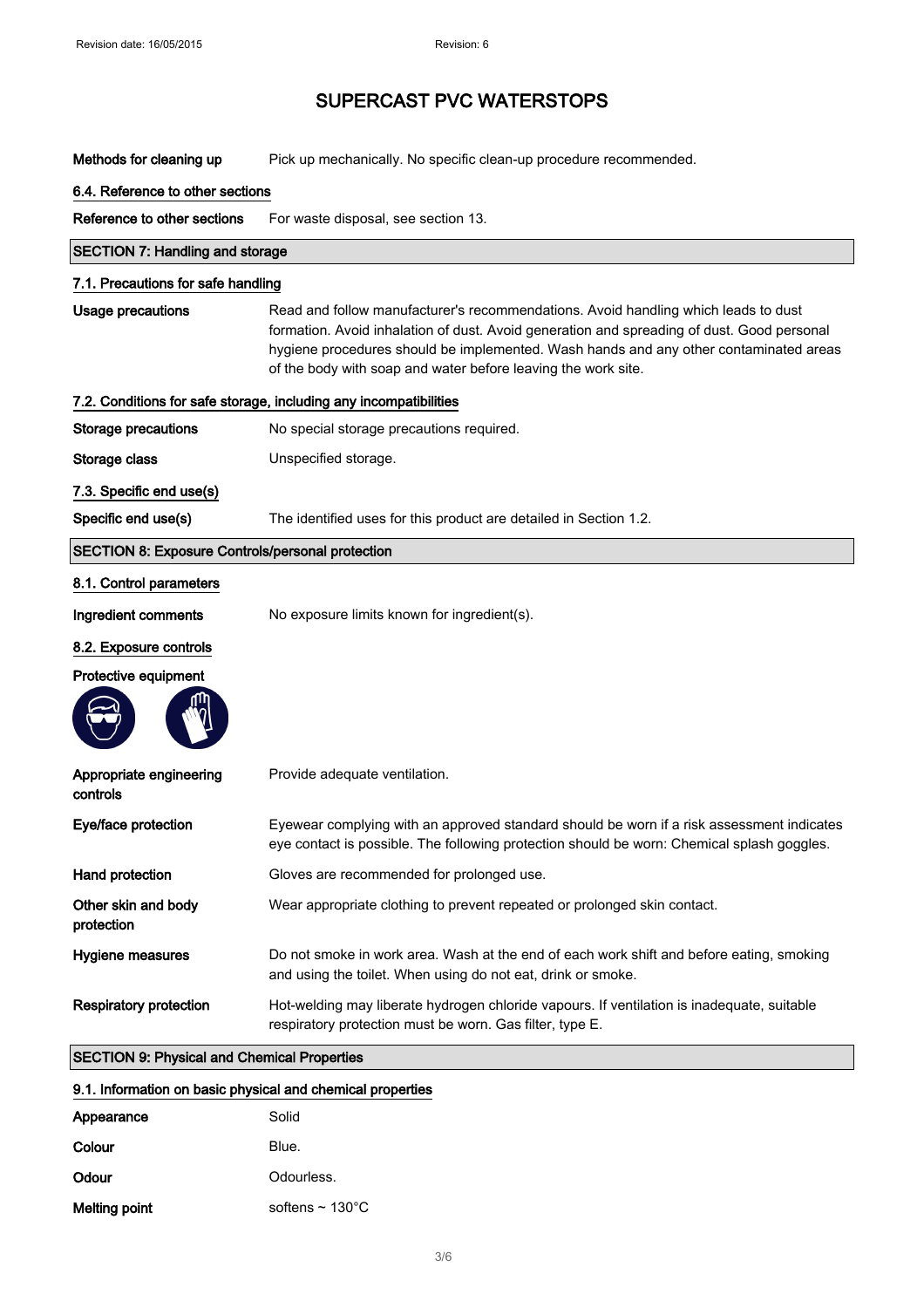# SUPERCAST PVC WATERSTOPS

**Methods for cleaning up** Pick up mechanically. No specific clean-up procedure recommended.

### 6.4. Reference to other sections

**Reference to other sections** For waste disposal, see section 13.

## SECTION 7: Handling and storage

### 7.1. Precautions for safe handling

**Usage precautions** Read and follow manufacturer's recommendations. Avoid handling which leads to dust formation. Avoid inhalation of dust. Avoid generation and spreading of dust. Good personal hygiene procedures should be implemented. Wash hands and any other contaminated areas of the body with soap and water before leaving the work site.

### 7.2. Conditions for safe storage, including any incompatibilities

**Storage precautions** No special storage precautions required.

**Storage class** Unspecified storage.

### 7.3. Specific end use(s)

**Specific end use(s)** The identified uses for this product are detailed in Section 1.2.

## SECTION 8: Exposure Controls/personal protection

### 8.1. Control parameters

**Ingredient comments** No exposure limits known for ingredient(s).

### 8.2. Exposure controls

**Protective equipment**

**Appropriate engineering controls** Provide adequate ventilation.

**Eye/face protection** Eyewear complying with an approved standard should be worn if a risk assessment indicates eye contact is possible. The following protection should be worn: Chemical splash goggles.

**Hand protection** Gloves are recommended for prolonged use.

**Other skin and body protection** Wear appropriate clothing to prevent repeated or prolonged skin contact.

**Hygiene measures** Do not smoke in work area. Wash at the end of each work shift and before eating, smoking and using the toilet. When using do not eat, drink or smoke.

**Respiratory protection** Hot-welding may liberate hydrogen chloride vapours. If ventilation is inadequate, suitable respiratory protection must be worn. Gas filter, type E.

## SECTION 9: Physical and Chemical Properties

### 9.1. Information on basic physical and chemical properties

**Appearance** Solid

**Colour** Blue.

**Odour** Odourless.

**Melting point** softens ~ 130°C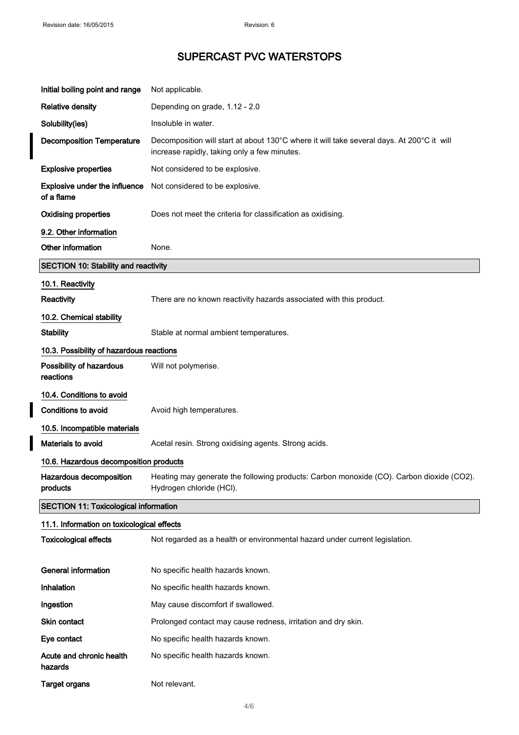| | |
|---|---|
| **Initial boiling point and range** | Not applicable. |
| **Relative density** | Depending on grade, 1.12 - 2.0 |
| **Solubility(ies)** | Insoluble in water. |
| **Decomposition Temperature** | Decomposition will start at about 130°C where it will take several days. At 200°C it will increase rapidly, taking only a few minutes. |
| **Explosive properties** | Not considered to be explosive. |
| **Explosive under the influence of a flame** | Not considered to be explosive. |
| **Oxidising properties** | Does not meet the criteria for classification as oxidising. |

### 9.2. Other information

| | |
|---|---|
| **Other information** | None. |

## SECTION 10: Stability and reactivity

### 10.1. Reactivity

| | |
|---|---|
| **Reactivity** | There are no known reactivity hazards associated with this product. |

### 10.2. Chemical stability

| | |
|---|---|
| **Stability** | Stable at normal ambient temperatures. |

### 10.3. Possibility of hazardous reactions

| | |
|---|---|
| **Possibility of hazardous reactions** | Will not polymerise. |

### 10.4. Conditions to avoid

| | |
|---|---|
| **Conditions to avoid** | Avoid high temperatures. |

### 10.5. Incompatible materials

| | |
|---|---|
| **Materials to avoid** | Acetal resin. Strong oxidising agents. Strong acids. |

### 10.6. Hazardous decomposition products

| | |
|---|---|
| **Hazardous decomposition products** | Heating may generate the following products: Carbon monoxide (CO). Carbon dioxide ($CO_2$). Hydrogen chloride (HCl). |

## SECTION 11: Toxicological information

### 11.1. Information on toxicological effects

| | |
|---|---|
| **Toxicological effects** | Not regarded as a health or environmental hazard under current legislation. |
| **General information** | No specific health hazards known. |
| **Inhalation** | No specific health hazards known. |
| **Ingestion** | May cause discomfort if swallowed. |
| **Skin contact** | Prolonged contact may cause redness, irritation and dry skin. |
| **Eye contact** | No specific health hazards known. |
| **Acute and chronic health hazards** | No specific health hazards known. |
| **Target organs** | Not relevant. |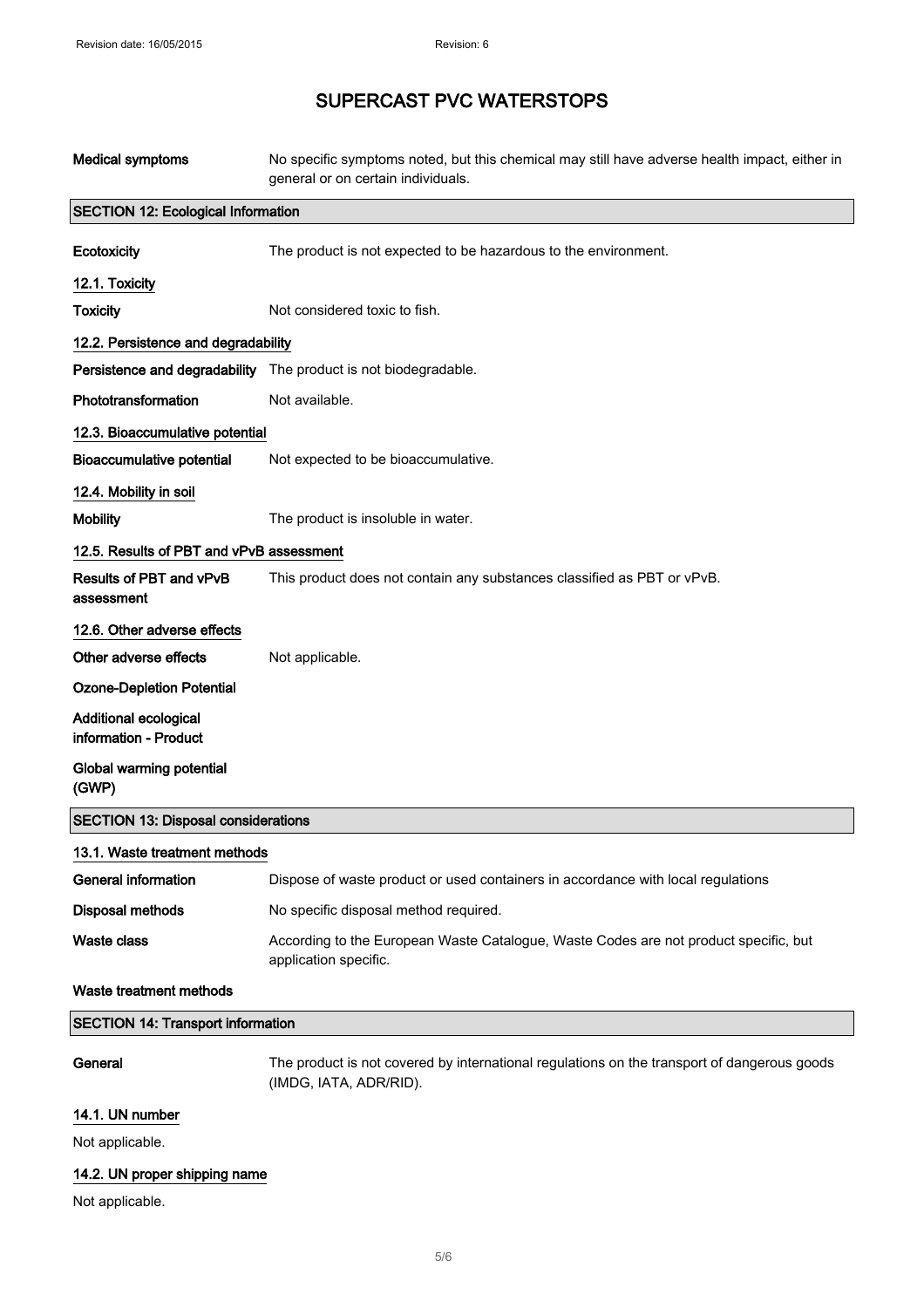# SUPERCAST PVC WATERSTOPS

| | |
|---|---|
| **Medical symptoms** | No specific symptoms noted, but this chemical may still have adverse health impact, either in general or on certain individuals. |

## SECTION 12: Ecological Information

| | |
|---|---|
| **Ecotoxicity** | The product is not expected to be hazardous to the environment. |

### 12.1. Toxicity

| | |
|---|---|
| **Toxicity** | Not considered toxic to fish. |

### 12.2. Persistence and degradability

| | |
|---|---|
| **Persistence and degradability** | The product is not biodegradable. |
| **Phototransformation** | Not available. |

### 12.3. Bioaccumulative potential

| | |
|---|---|
| **Bioaccumulative potential** | Not expected to be bioaccumulative. |

### 12.4. Mobility in soil

| | |
|---|---|
| **Mobility** | The product is insoluble in water. |

### 12.5. Results of PBT and vPvB assessment

| | |
|---|---|
| **Results of PBT and vPvB assessment** | This product does not contain any substances classified as PBT or vPvB. |

### 12.6. Other adverse effects

| | |
|---|---|
| **Other adverse effects** | Not applicable. |
| **Ozone-Depletion Potential** | |
| **Additional ecological information - Product** | |
| **Global warming potential (GWP)** | |

## SECTION 13: Disposal considerations

### 13.1. Waste treatment methods

| | |
|---|---|
| **General information** | Dispose of waste product or used containers in accordance with local regulations |
| **Disposal methods** | No specific disposal method required. |
| **Waste class** | According to the European Waste Catalogue, Waste Codes are not product specific, but application specific. |
| **Waste treatment methods** | |

## SECTION 14: Transport information

| | |
|---|---|
| **General** | The product is not covered by international regulations on the transport of dangerous goods (IMDG, IATA, ADR/RID). |

### 14.1. UN number

Not applicable.

### 14.2. UN proper shipping name

Not applicable.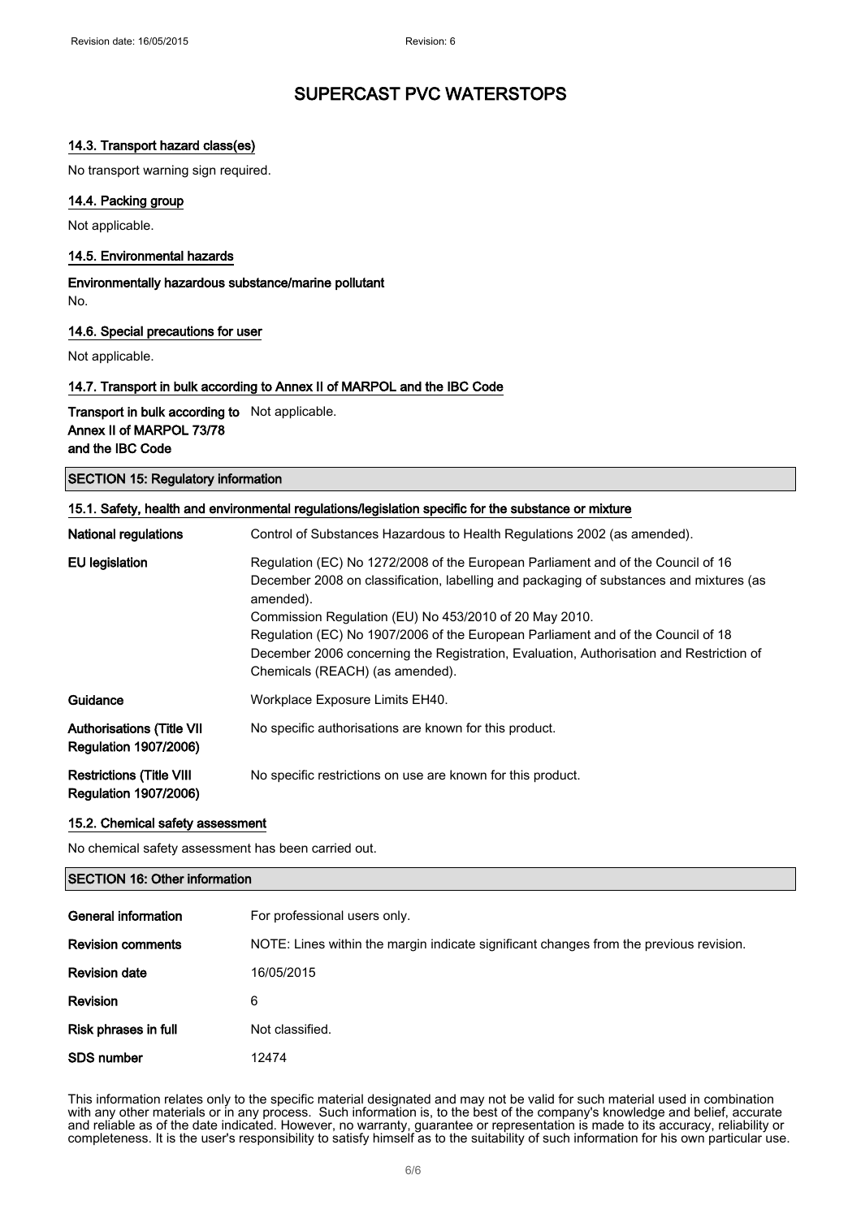#### 14.3. Transport hazard class(es)

No transport warning sign required.

#### 14.4. Packing group

Not applicable.

#### 14.5. Environmental hazards

**Environmentally hazardous substance/marine pollutant**

No.

#### 14.6. Special precautions for user

Not applicable.

#### 14.7. Transport in bulk according to Annex II of MARPOL and the IBC Code

| | |
|---|---|
| **Transport in bulk according to Annex II of MARPOL 73/78 and the IBC Code** | Not applicable. |

## SECTION 15: Regulatory information

#### 15.1. Safety, health and environmental regulations/legislation specific for the substance or mixture

| | |
|---|---|
| **National regulations** | Control of Substances Hazardous to Health Regulations 2002 (as amended). |
| **EU legislation** | Regulation (EC) No 1272/2008 of the European Parliament and of the Council of 16 December 2008 on classification, labelling and packaging of substances and mixtures (as amended).<br>Commission Regulation (EU) No 453/2010 of 20 May 2010.<br>Regulation (EC) No 1907/2006 of the European Parliament and of the Council of 18 December 2006 concerning the Registration, Evaluation, Authorisation and Restriction of Chemicals (REACH) (as amended). |
| **Guidance** | Workplace Exposure Limits EH40. |
| **Authorisations (Title VII Regulation 1907/2006)** | No specific authorisations are known for this product. |
| **Restrictions (Title VIII Regulation 1907/2006)** | No specific restrictions on use are known for this product. |

#### 15.2. Chemical safety assessment

No chemical safety assessment has been carried out.

## SECTION 16: Other information

| | |
|---|---|
| **General information** | For professional users only. |
| **Revision comments** | NOTE: Lines within the margin indicate significant changes from the previous revision. |
| **Revision date** | 16/05/2015 |
| **Revision** | 6 |
| **Risk phrases in full** | Not classified. |
| **SDS number** | 12474 |

This information relates only to the specific material designated and may not be valid for such material used in combination with any other materials or in any process. Such information is, to the best of the company's knowledge and belief, accurate and reliable as of the date indicated. However, no warranty, guarantee or representation is made to its accuracy, reliability or completeness. It is the user's responsibility to satisfy himself as to the suitability of such information for his own particular use.